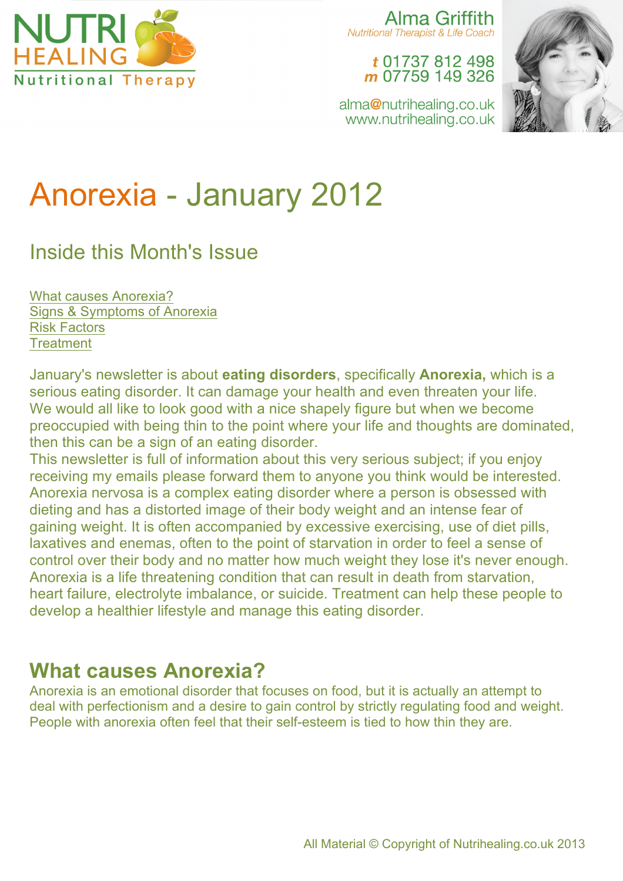NUTRI HEALING
Nutritional Therapy

Alma Griffith
*Nutritional Therapist & Life Coach*

**t** 01737 812 498
**m** 07759 149 326

alma@nutrihealing.co.uk
www.nutrihealing.co.uk

# Anorexia - January 2012

## Inside this Month's Issue

What causes Anorexia?
Signs & Symptoms of Anorexia
Risk Factors
Treatment

January's newsletter is about **eating disorders**, specifically **Anorexia,** which is a serious eating disorder. It can damage your health and even threaten your life. We would all like to look good with a nice shapely figure but when we become preoccupied with being thin to the point where your life and thoughts are dominated, then this can be a sign of an eating disorder.
This newsletter is full of information about this very serious subject; if you enjoy receiving my emails please forward them to anyone you think would be interested. Anorexia nervosa is a complex eating disorder where a person is obsessed with dieting and has a distorted image of their body weight and an intense fear of gaining weight. It is often accompanied by excessive exercising, use of diet pills, laxatives and enemas, often to the point of starvation in order to feel a sense of control over their body and no matter how much weight they lose it's never enough. Anorexia is a life threatening condition that can result in death from starvation, heart failure, electrolyte imbalance, or suicide. Treatment can help these people to develop a healthier lifestyle and manage this eating disorder.

## What causes Anorexia?

Anorexia is an emotional disorder that focuses on food, but it is actually an attempt to deal with perfectionism and a desire to gain control by strictly regulating food and weight. People with anorexia often feel that their self-esteem is tied to how thin they are.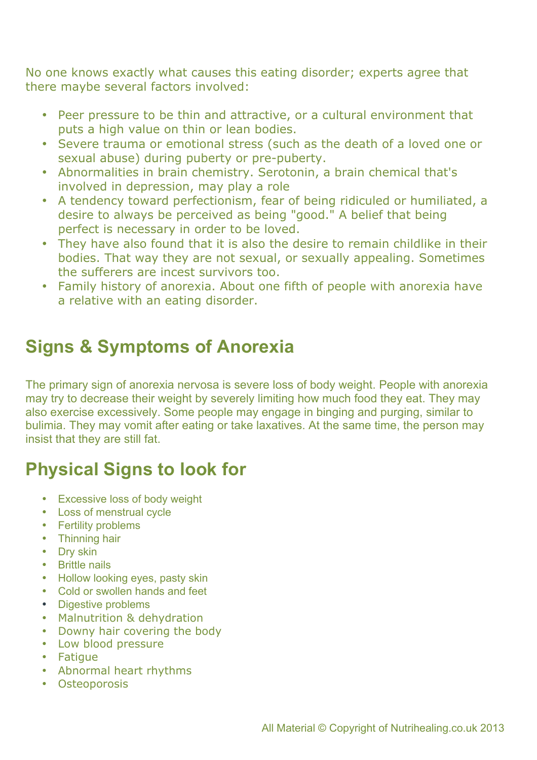No one knows exactly what causes this eating disorder; experts agree that there maybe several factors involved:

- Peer pressure to be thin and attractive, or a cultural environment that puts a high value on thin or lean bodies.
- Severe trauma or emotional stress (such as the death of a loved one or sexual abuse) during puberty or pre-puberty.
- Abnormalities in brain chemistry. Serotonin, a brain chemical that's involved in depression, may play a role
- A tendency toward perfectionism, fear of being ridiculed or humiliated, a desire to always be perceived as being "good." A belief that being perfect is necessary in order to be loved.
- They have also found that it is also the desire to remain childlike in their bodies. That way they are not sexual, or sexually appealing. Sometimes the sufferers are incest survivors too.
- Family history of anorexia. About one fifth of people with anorexia have a relative with an eating disorder.

## Signs & Symptoms of Anorexia

The primary sign of anorexia nervosa is severe loss of body weight. People with anorexia may try to decrease their weight by severely limiting how much food they eat. They may also exercise excessively. Some people may engage in binging and purging, similar to bulimia. They may vomit after eating or take laxatives. At the same time, the person may insist that they are still fat.

## Physical Signs to look for

- Excessive loss of body weight
- Loss of menstrual cycle
- Fertility problems
- Thinning hair
- Dry skin
- Brittle nails
- Hollow looking eyes, pasty skin
- Cold or swollen hands and feet
- Digestive problems
- Malnutrition & dehydration
- Downy hair covering the body
- Low blood pressure
- Fatigue
- Abnormal heart rhythms
- Osteoporosis

All Material © Copyright of Nutrihealing.co.uk 2013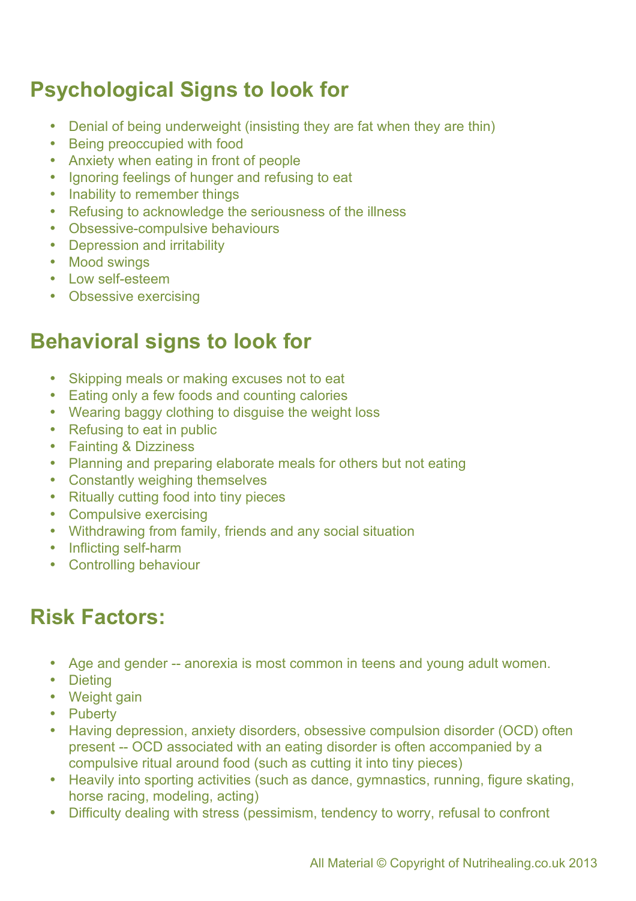## Psychological Signs to look for

- Denial of being underweight (insisting they are fat when they are thin)
- Being preoccupied with food
- Anxiety when eating in front of people
- Ignoring feelings of hunger and refusing to eat
- Inability to remember things
- Refusing to acknowledge the seriousness of the illness
- Obsessive-compulsive behaviours
- Depression and irritability
- Mood swings
- Low self-esteem
- Obsessive exercising

## Behavioral signs to look for

- Skipping meals or making excuses not to eat
- Eating only a few foods and counting calories
- Wearing baggy clothing to disguise the weight loss
- Refusing to eat in public
- Fainting & Dizziness
- Planning and preparing elaborate meals for others but not eating
- Constantly weighing themselves
- Ritually cutting food into tiny pieces
- Compulsive exercising
- Withdrawing from family, friends and any social situation
- Inflicting self-harm
- Controlling behaviour

## Risk Factors:

- Age and gender -- anorexia is most common in teens and young adult women.
- Dieting
- Weight gain
- Puberty
- Having depression, anxiety disorders, obsessive compulsion disorder (OCD) often present -- OCD associated with an eating disorder is often accompanied by a compulsive ritual around food (such as cutting it into tiny pieces)
- Heavily into sporting activities (such as dance, gymnastics, running, figure skating, horse racing, modeling, acting)
- Difficulty dealing with stress (pessimism, tendency to worry, refusal to confront

All Material © Copyright of Nutrihealing.co.uk 2013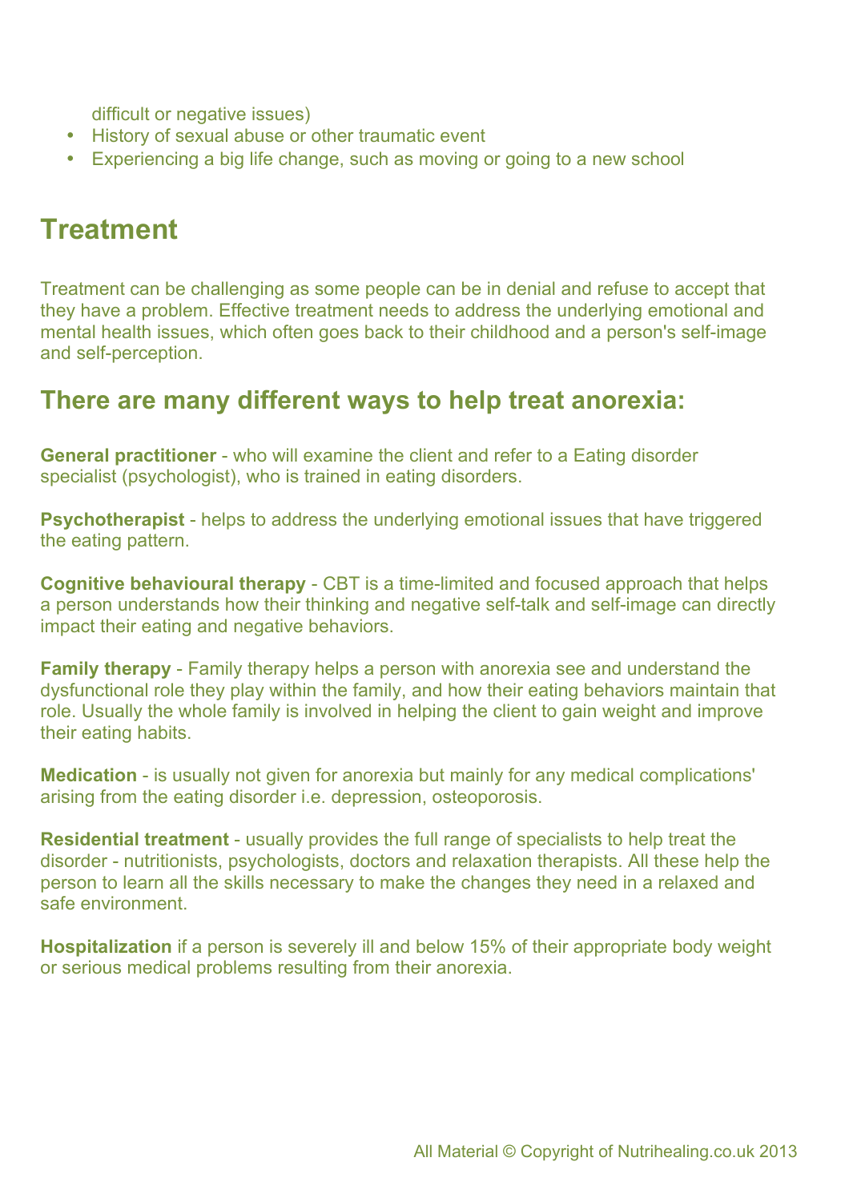difficult or negative issues)

- History of sexual abuse or other traumatic event
- Experiencing a big life change, such as moving or going to a new school

# Treatment

Treatment can be challenging as some people can be in denial and refuse to accept that they have a problem. Effective treatment needs to address the underlying emotional and mental health issues, which often goes back to their childhood and a person's self-image and self-perception.

## There are many different ways to help treat anorexia:

**General practitioner** - who will examine the client and refer to a Eating disorder specialist (psychologist), who is trained in eating disorders.

**Psychotherapist** - helps to address the underlying emotional issues that have triggered the eating pattern.

**Cognitive behavioural therapy** - CBT is a time-limited and focused approach that helps a person understands how their thinking and negative self-talk and self-image can directly impact their eating and negative behaviors.

**Family therapy** - Family therapy helps a person with anorexia see and understand the dysfunctional role they play within the family, and how their eating behaviors maintain that role. Usually the whole family is involved in helping the client to gain weight and improve their eating habits.

**Medication** - is usually not given for anorexia but mainly for any medical complications' arising from the eating disorder i.e. depression, osteoporosis.

**Residential treatment** - usually provides the full range of specialists to help treat the disorder - nutritionists, psychologists, doctors and relaxation therapists. All these help the person to learn all the skills necessary to make the changes they need in a relaxed and safe environment.

**Hospitalization** if a person is severely ill and below 15% of their appropriate body weight or serious medical problems resulting from their anorexia.

All Material © Copyright of Nutrihealing.co.uk 2013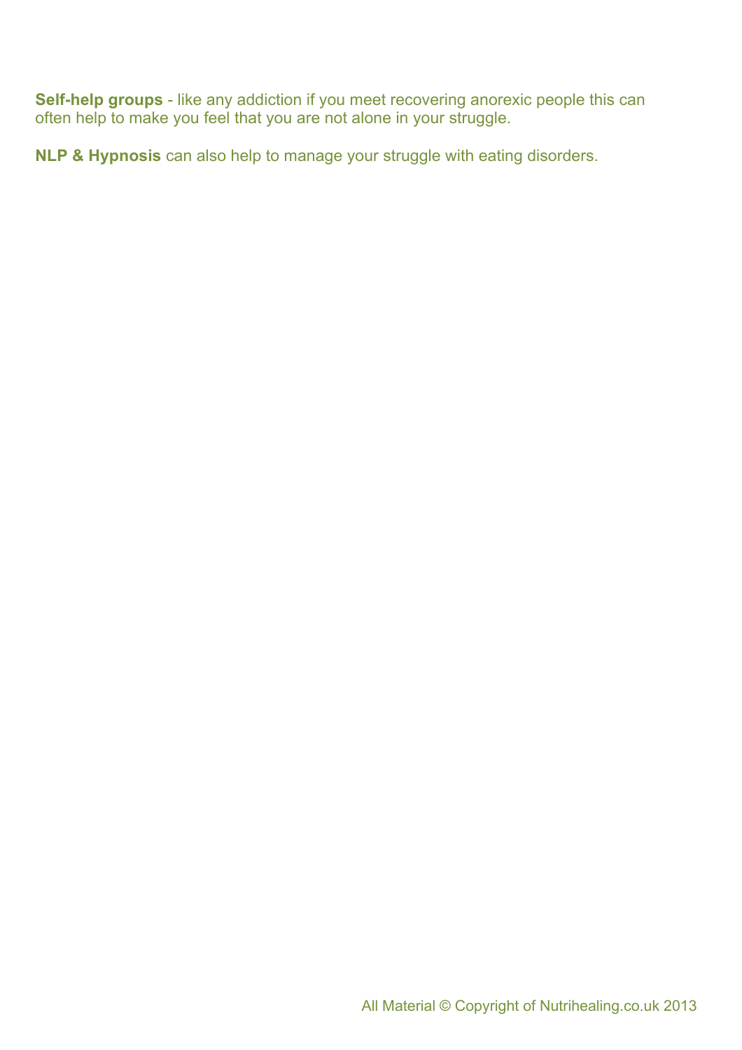**Self-help groups** - like any addiction if you meet recovering anorexic people this can often help to make you feel that you are not alone in your struggle.

**NLP & Hypnosis** can also help to manage your struggle with eating disorders.

All Material © Copyright of Nutrihealing.co.uk 2013